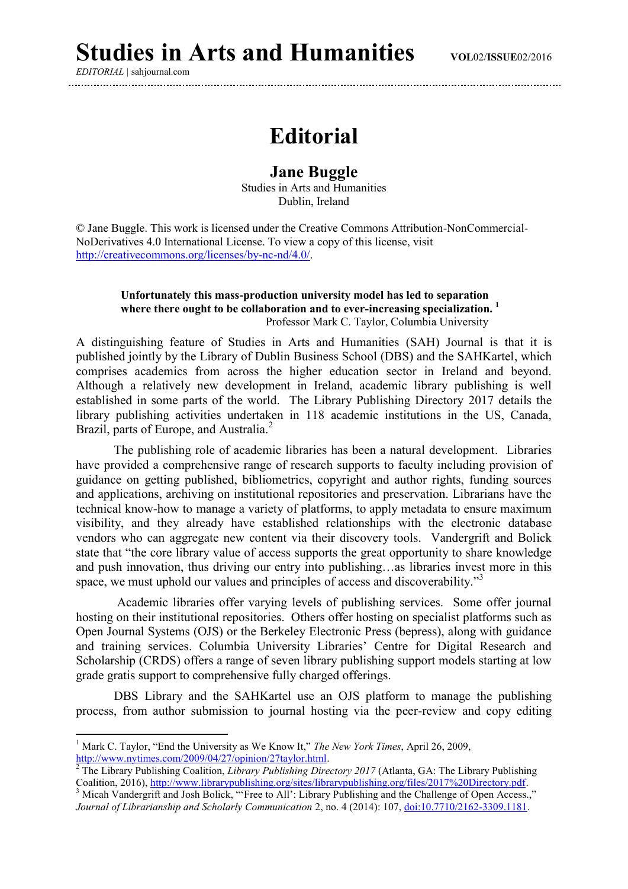# Editorial

## Jane Buggle

Studies in Arts and Humanities
Dublin, Ireland

© Jane Buggle. This work is licensed under the Creative Commons Attribution-NonCommercial-NoDerivatives 4.0 International License. To view a copy of this license, visit http://creativecommons.org/licenses/by-nc-nd/4.0/.

> **Unfortunately this mass-production university model has led to separation where there ought to be collaboration and to ever-increasing specialization.** [1]
> Professor Mark C. Taylor, Columbia University

A distinguishing feature of Studies in Arts and Humanities (SAH) Journal is that it is published jointly by the Library of Dublin Business School (DBS) and the SAHKartel, which comprises academics from across the higher education sector in Ireland and beyond. Although a relatively new development in Ireland, academic library publishing is well established in some parts of the world. The Library Publishing Directory 2017 details the library publishing activities undertaken in 118 academic institutions in the US, Canada, Brazil, parts of Europe, and Australia.[2]

The publishing role of academic libraries has been a natural development. Libraries have provided a comprehensive range of research supports to faculty including provision of guidance on getting published, bibliometrics, copyright and author rights, funding sources and applications, archiving on institutional repositories and preservation. Librarians have the technical know-how to manage a variety of platforms, to apply metadata to ensure maximum visibility, and they already have established relationships with the electronic database vendors who can aggregate new content via their discovery tools. Vandergrift and Bolick state that "the core library value of access supports the great opportunity to share knowledge and push innovation, thus driving our entry into publishing…as libraries invest more in this space, we must uphold our values and principles of access and discoverability."[3]

Academic libraries offer varying levels of publishing services. Some offer journal hosting on their institutional repositories. Others offer hosting on specialist platforms such as Open Journal Systems (OJS) or the Berkeley Electronic Press (bepress), along with guidance and training services. Columbia University Libraries' Centre for Digital Research and Scholarship (CRDS) offers a range of seven library publishing support models starting at low grade gratis support to comprehensive fully charged offerings.

DBS Library and the SAHKartel use an OJS platform to manage the publishing process, from author submission to journal hosting via the peer-review and copy editing

---

[1] Mark C. Taylor, "End the University as We Know It," *The New York Times*, April 26, 2009, http://www.nytimes.com/2009/04/27/opinion/27taylor.html.

[2] The Library Publishing Coalition, *Library Publishing Directory 2017* (Atlanta, GA: The Library Publishing Coalition, 2016), http://www.librarypublishing.org/sites/librarypublishing.org/files/2017%20Directory.pdf.

[3] Micah Vandergrift and Josh Bolick, "'Free to All': Library Publishing and the Challenge of Open Access.," *Journal of Librarianship and Scholarly Communication* 2, no. 4 (2014): 107, doi:10.7710/2162-3309.1181.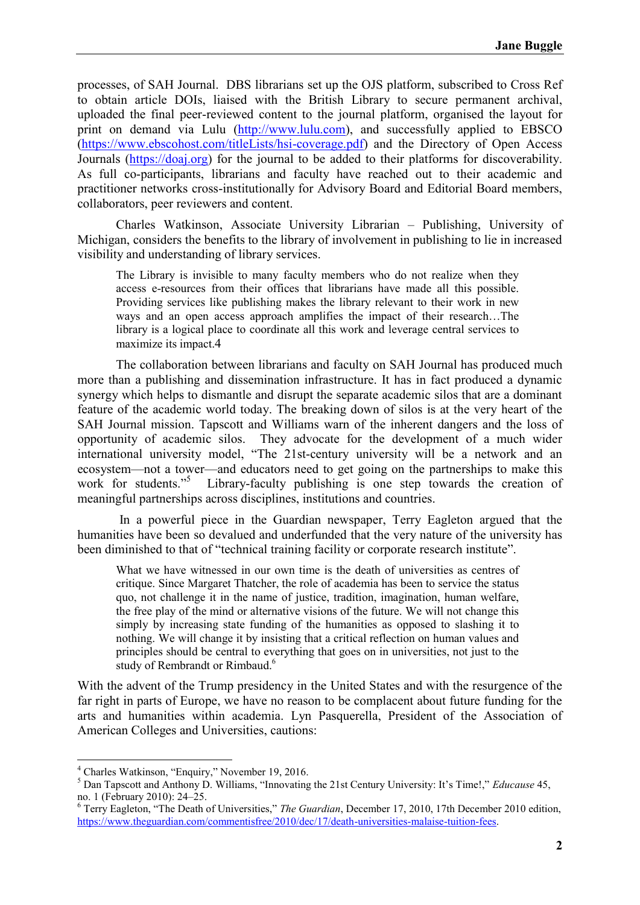processes, of SAH Journal. DBS librarians set up the OJS platform, subscribed to Cross Ref to obtain article DOIs, liaised with the British Library to secure permanent archival, uploaded the final peer-reviewed content to the journal platform, organised the layout for print on demand via Lulu (http://www.lulu.com), and successfully applied to EBSCO (https://www.ebscohost.com/titleLists/hsi-coverage.pdf) and the Directory of Open Access Journals (https://doaj.org) for the journal to be added to their platforms for discoverability. As full co-participants, librarians and faculty have reached out to their academic and practitioner networks cross-institutionally for Advisory Board and Editorial Board members, collaborators, peer reviewers and content.

Charles Watkinson, Associate University Librarian – Publishing, University of Michigan, considers the benefits to the library of involvement in publishing to lie in increased visibility and understanding of library services.

> The Library is invisible to many faculty members who do not realize when they access e-resources from their offices that librarians have made all this possible. Providing services like publishing makes the library relevant to their work in new ways and an open access approach amplifies the impact of their research…The library is a logical place to coordinate all this work and leverage central services to maximize its impact.4

The collaboration between librarians and faculty on SAH Journal has produced much more than a publishing and dissemination infrastructure. It has in fact produced a dynamic synergy which helps to dismantle and disrupt the separate academic silos that are a dominant feature of the academic world today. The breaking down of silos is at the very heart of the SAH Journal mission. Tapscott and Williams warn of the inherent dangers and the loss of opportunity of academic silos. They advocate for the development of a much wider international university model, "The 21st-century university will be a network and an ecosystem—not a tower—and educators need to get going on the partnerships to make this work for students."[5] Library-faculty publishing is one step towards the creation of meaningful partnerships across disciplines, institutions and countries.

In a powerful piece in the Guardian newspaper, Terry Eagleton argued that the humanities have been so devalued and underfunded that the very nature of the university has been diminished to that of "technical training facility or corporate research institute".

> What we have witnessed in our own time is the death of universities as centres of critique. Since Margaret Thatcher, the role of academia has been to service the status quo, not challenge it in the name of justice, tradition, imagination, human welfare, the free play of the mind or alternative visions of the future. We will not change this simply by increasing state funding of the humanities as opposed to slashing it to nothing. We will change it by insisting that a critical reflection on human values and principles should be central to everything that goes on in universities, not just to the study of Rembrandt or Rimbaud.[6]

With the advent of the Trump presidency in the United States and with the resurgence of the far right in parts of Europe, we have no reason to be complacent about future funding for the arts and humanities within academia. Lyn Pasquerella, President of the Association of American Colleges and Universities, cautions:

---

[4] Charles Watkinson, "Enquiry," November 19, 2016.

[5] Dan Tapscott and Anthony D. Williams, "Innovating the 21st Century University: It's Time!," *Educause* 45, no. 1 (February 2010): 24–25.

[6] Terry Eagleton, "The Death of Universities," *The Guardian*, December 17, 2010, 17th December 2010 edition, https://www.theguardian.com/commentisfree/2010/dec/17/death-universities-malaise-tuition-fees.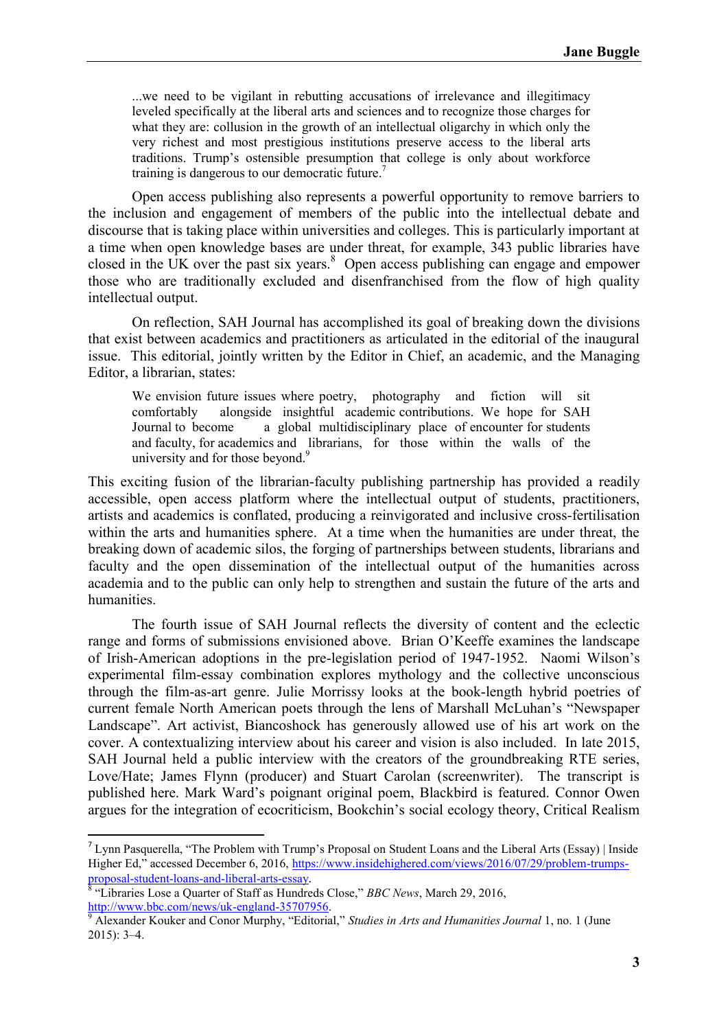> ...we need to be vigilant in rebutting accusations of irrelevance and illegitimacy leveled specifically at the liberal arts and sciences and to recognize those charges for what they are: collusion in the growth of an intellectual oligarchy in which only the very richest and most prestigious institutions preserve access to the liberal arts traditions. Trump's ostensible presumption that college is only about workforce training is dangerous to our democratic future.[7]

Open access publishing also represents a powerful opportunity to remove barriers to the inclusion and engagement of members of the public into the intellectual debate and discourse that is taking place within universities and colleges. This is particularly important at a time when open knowledge bases are under threat, for example, 343 public libraries have closed in the UK over the past six years.[8] Open access publishing can engage and empower those who are traditionally excluded and disenfranchised from the flow of high quality intellectual output.

On reflection, SAH Journal has accomplished its goal of breaking down the divisions that exist between academics and practitioners as articulated in the editorial of the inaugural issue. This editorial, jointly written by the Editor in Chief, an academic, and the Managing Editor, a librarian, states:

> We envision future issues where poetry, photography and fiction will sit comfortably alongside insightful academic contributions. We hope for SAH Journal to become a global multidisciplinary place of encounter for students and faculty, for academics and librarians, for those within the walls of the university and for those beyond.[9]

This exciting fusion of the librarian-faculty publishing partnership has provided a readily accessible, open access platform where the intellectual output of students, practitioners, artists and academics is conflated, producing a reinvigorated and inclusive cross-fertilisation within the arts and humanities sphere. At a time when the humanities are under threat, the breaking down of academic silos, the forging of partnerships between students, librarians and faculty and the open dissemination of the intellectual output of the humanities across academia and to the public can only help to strengthen and sustain the future of the arts and humanities.

The fourth issue of SAH Journal reflects the diversity of content and the eclectic range and forms of submissions envisioned above. Brian O'Keeffe examines the landscape of Irish-American adoptions in the pre-legislation period of 1947-1952. Naomi Wilson's experimental film-essay combination explores mythology and the collective unconscious through the film-as-art genre. Julie Morrissy looks at the book-length hybrid poetries of current female North American poets through the lens of Marshall McLuhan's "Newspaper Landscape". Art activist, Biancoshock has generously allowed use of his art work on the cover. A contextualizing interview about his career and vision is also included. In late 2015, SAH Journal held a public interview with the creators of the groundbreaking RTE series, Love/Hate; James Flynn (producer) and Stuart Carolan (screenwriter). The transcript is published here. Mark Ward's poignant original poem, Blackbird is featured. Connor Owen argues for the integration of ecocriticism, Bookchin's social ecology theory, Critical Realism

---

[7] Lynn Pasquerella, "The Problem with Trump's Proposal on Student Loans and the Liberal Arts (Essay) | Inside Higher Ed," accessed December 6, 2016, https://www.insidehighered.com/views/2016/07/29/problem-trumps-proposal-student-loans-and-liberal-arts-essay.

[8] "Libraries Lose a Quarter of Staff as Hundreds Close," *BBC News*, March 29, 2016, http://www.bbc.com/news/uk-england-35707956.

[9] Alexander Kouker and Conor Murphy, "Editorial," *Studies in Arts and Humanities Journal* 1, no. 1 (June 2015): 3–4.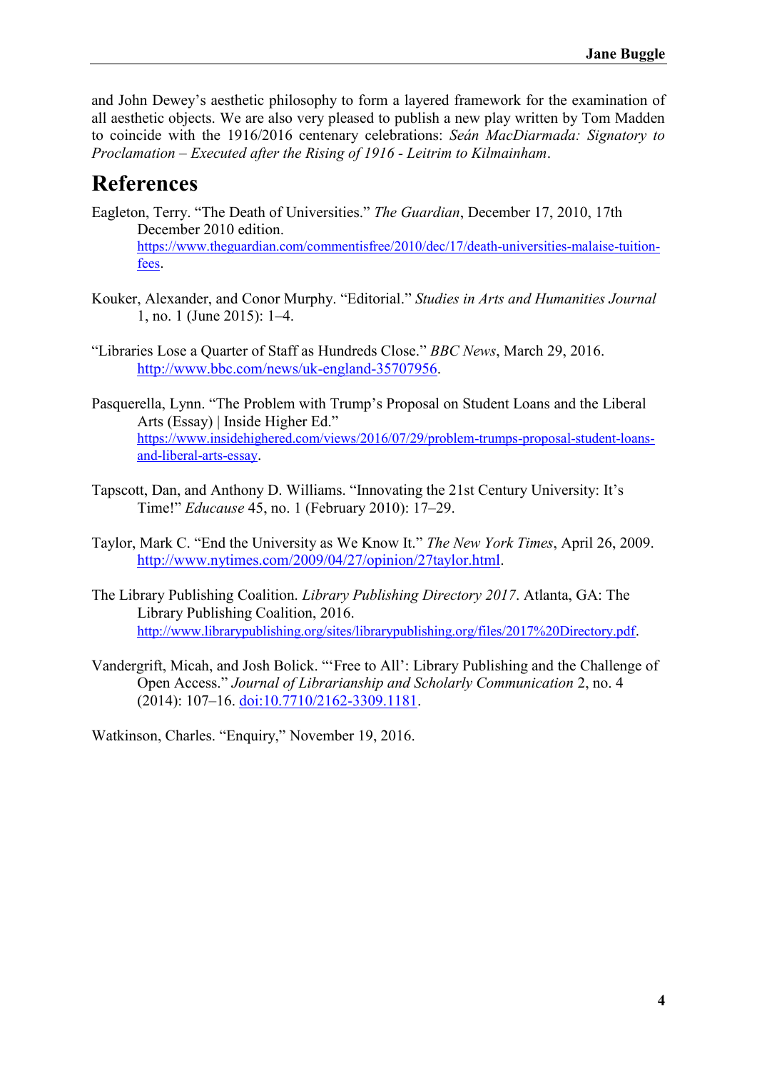and John Dewey's aesthetic philosophy to form a layered framework for the examination of all aesthetic objects. We are also very pleased to publish a new play written by Tom Madden to coincide with the 1916/2016 centenary celebrations: *Seán MacDiarmada: Signatory to Proclamation – Executed after the Rising of 1916 - Leitrim to Kilmainham*.

# References

Eagleton, Terry. "The Death of Universities." *The Guardian*, December 17, 2010, 17th December 2010 edition. https://www.theguardian.com/commentisfree/2010/dec/17/death-universities-malaise-tuition-fees.

Kouker, Alexander, and Conor Murphy. "Editorial." *Studies in Arts and Humanities Journal* 1, no. 1 (June 2015): 1–4.

"Libraries Lose a Quarter of Staff as Hundreds Close." *BBC News*, March 29, 2016. http://www.bbc.com/news/uk-england-35707956.

Pasquerella, Lynn. "The Problem with Trump's Proposal on Student Loans and the Liberal Arts (Essay) | Inside Higher Ed." https://www.insidehighered.com/views/2016/07/29/problem-trumps-proposal-student-loans-and-liberal-arts-essay.

Tapscott, Dan, and Anthony D. Williams. "Innovating the 21st Century University: It's Time!" *Educause* 45, no. 1 (February 2010): 17–29.

Taylor, Mark C. "End the University as We Know It." *The New York Times*, April 26, 2009. http://www.nytimes.com/2009/04/27/opinion/27taylor.html.

The Library Publishing Coalition. *Library Publishing Directory 2017*. Atlanta, GA: The Library Publishing Coalition, 2016. http://www.librarypublishing.org/sites/librarypublishing.org/files/2017%20Directory.pdf.

Vandergrift, Micah, and Josh Bolick. "'Free to All': Library Publishing and the Challenge of Open Access." *Journal of Librarianship and Scholarly Communication* 2, no. 4 (2014): 107–16. doi:10.7710/2162-3309.1181.

Watkinson, Charles. "Enquiry," November 19, 2016.